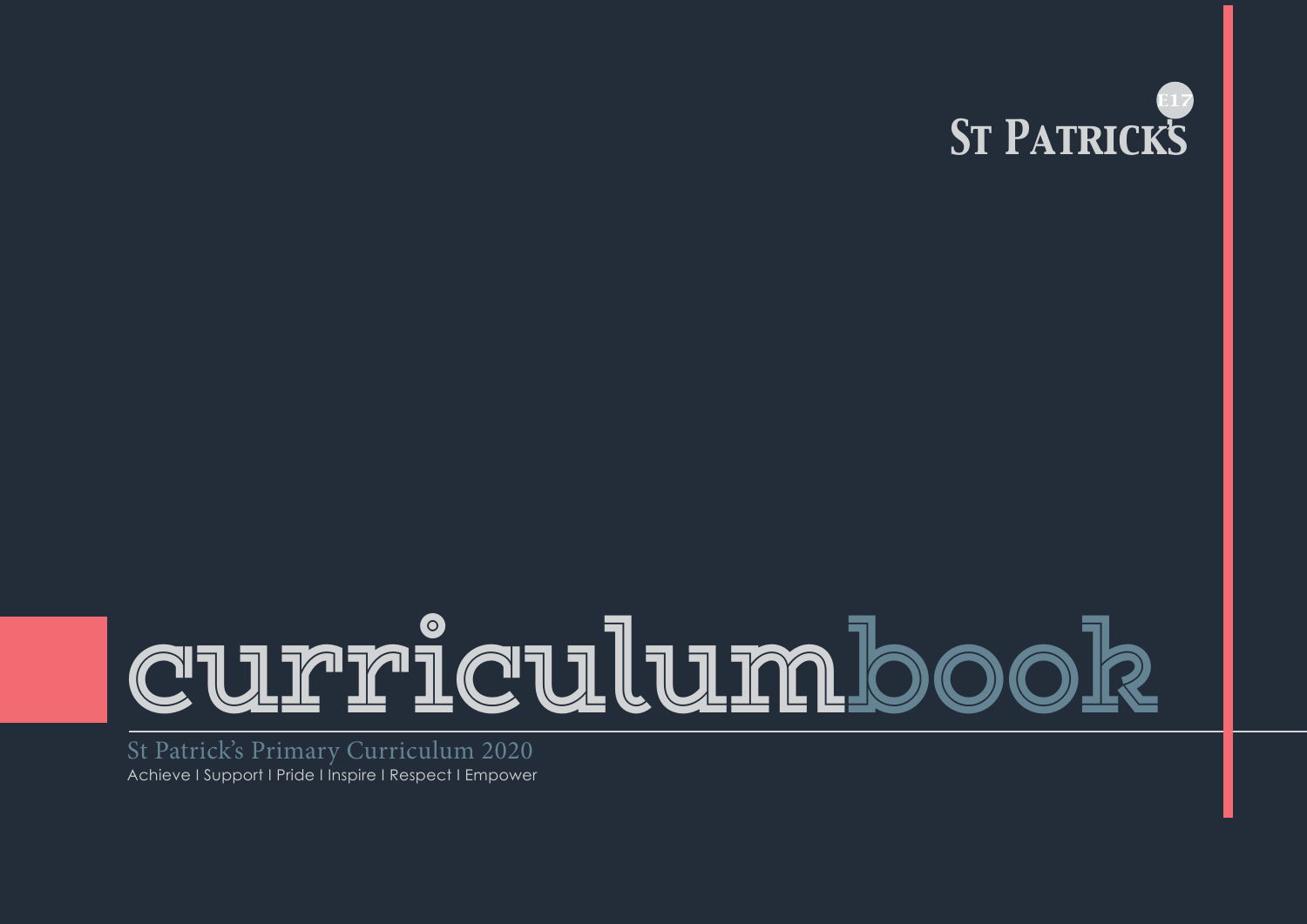ST PATRICK'S E17

# curriculumbook

St Patrick's Primary Curriculum 2020

Achieve I Support I Pride I Inspire I Respect I Empower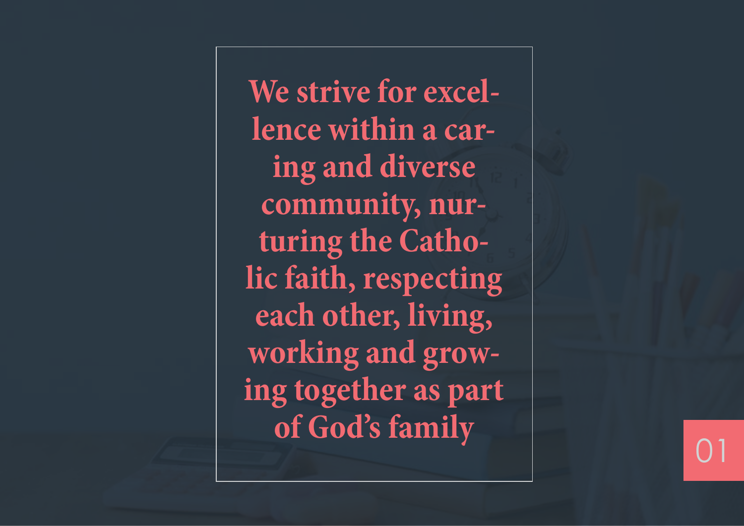**We strive for excellence within a caring and diverse community, nurturing the Catholic faith, respecting each other, living, working and growing together as part of God's family**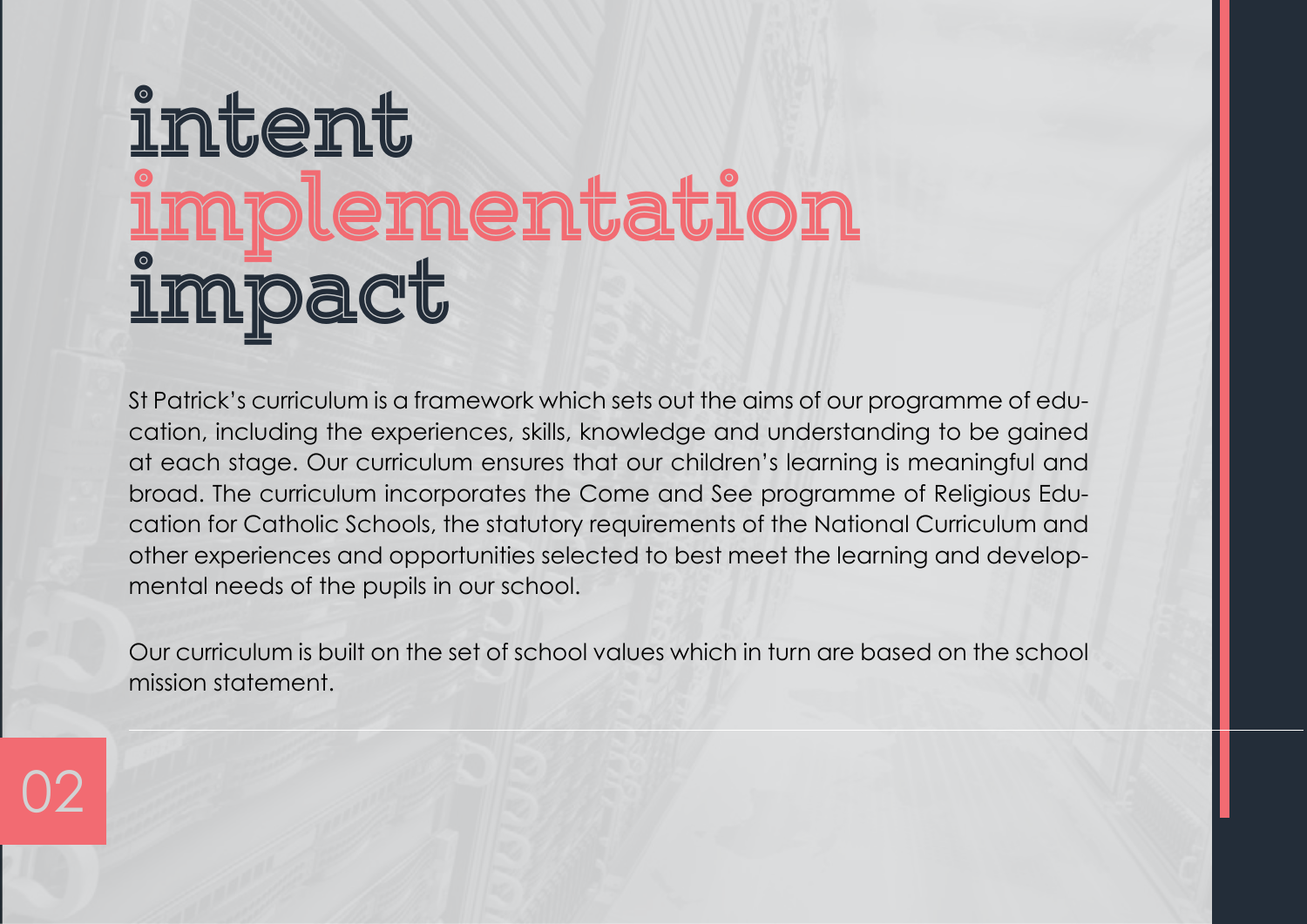# intent
# implementation
# impact

St Patrick's curriculum is a framework which sets out the aims of our programme of education, including the experiences, skills, knowledge and understanding to be gained at each stage. Our curriculum ensures that our children's learning is meaningful and broad. The curriculum incorporates the Come and See programme of Religious Education for Catholic Schools, the statutory requirements of the National Curriculum and other experiences and opportunities selected to best meet the learning and developmental needs of the pupils in our school.

Our curriculum is built on the set of school values which in turn are based on the school mission statement.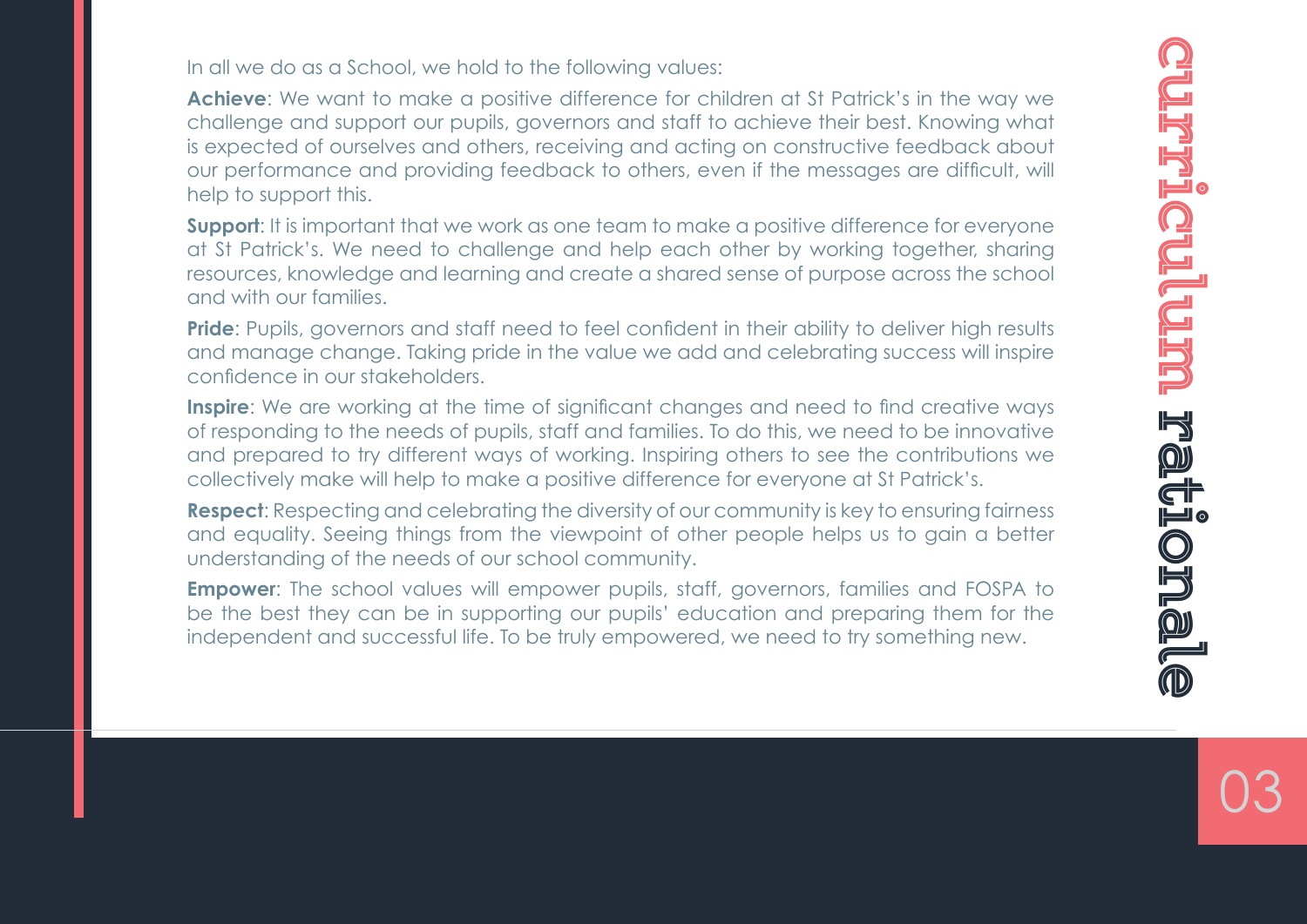# curriculum rationale

In all we do as a School, we hold to the following values:

**Achieve**: We want to make a positive difference for children at St Patrick's in the way we challenge and support our pupils, governors and staff to achieve their best. Knowing what is expected of ourselves and others, receiving and acting on constructive feedback about our performance and providing feedback to others, even if the messages are difficult, will help to support this.

**Support**: It is important that we work as one team to make a positive difference for everyone at St Patrick's. We need to challenge and help each other by working together, sharing resources, knowledge and learning and create a shared sense of purpose across the school and with our families.

**Pride**: Pupils, governors and staff need to feel confident in their ability to deliver high results and manage change. Taking pride in the value we add and celebrating success will inspire confidence in our stakeholders.

**Inspire**: We are working at the time of significant changes and need to find creative ways of responding to the needs of pupils, staff and families. To do this, we need to be innovative and prepared to try different ways of working. Inspiring others to see the contributions we collectively make will help to make a positive difference for everyone at St Patrick's.

**Respect**: Respecting and celebrating the diversity of our community is key to ensuring fairness and equality. Seeing things from the viewpoint of other people helps us to gain a better understanding of the needs of our school community.

**Empower**: The school values will empower pupils, staff, governors, families and FOSPA to be the best they can be in supporting our pupils' education and preparing them for the independent and successful life. To be truly empowered, we need to try something new.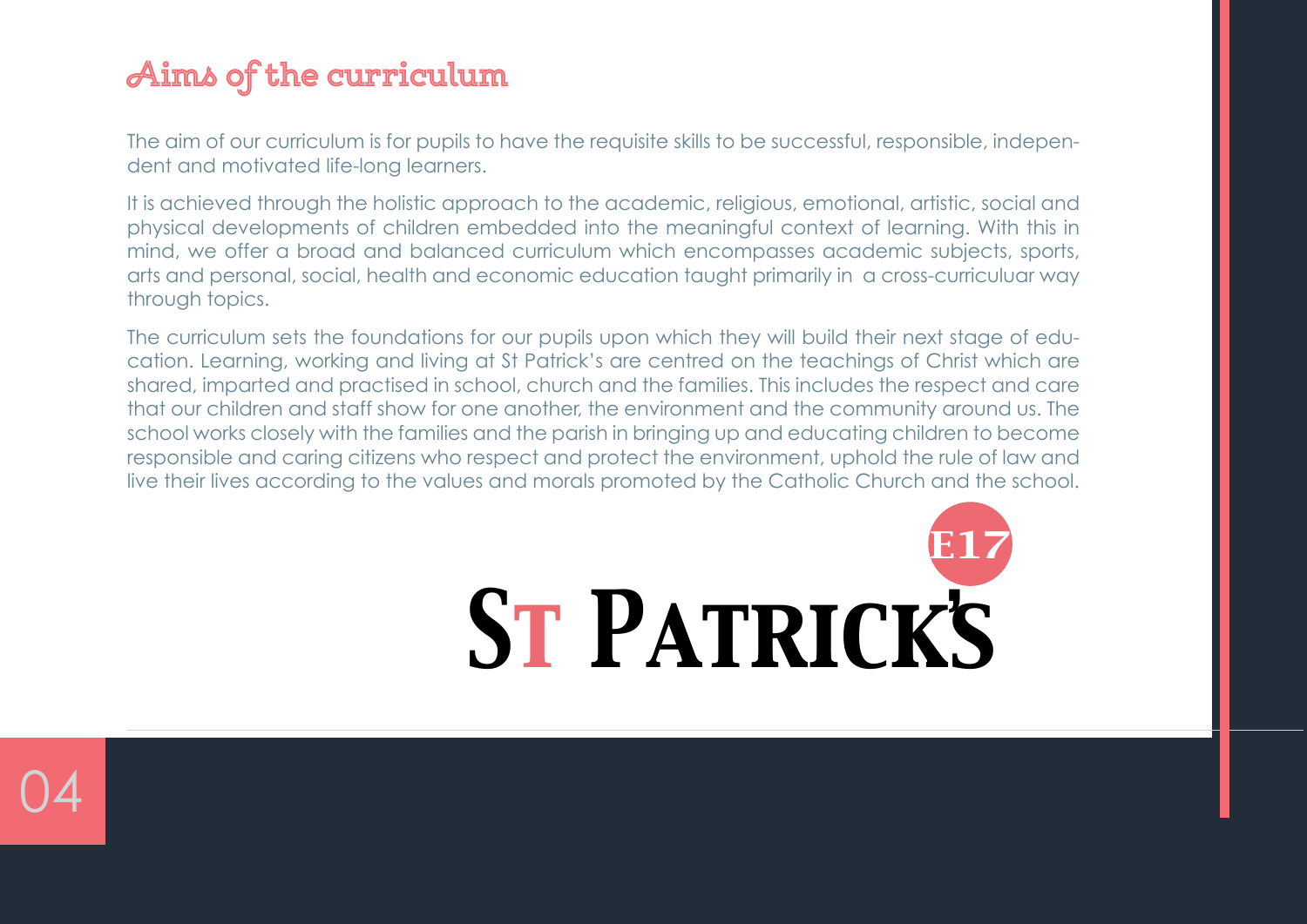## Aims of the curriculum

The aim of our curriculum is for pupils to have the requisite skills to be successful, responsible, independent and motivated life-long learners.

It is achieved through the holistic approach to the academic, religious, emotional, artistic, social and physical developments of children embedded into the meaningful context of learning. With this in mind, we offer a broad and balanced curriculum which encompasses academic subjects, sports, arts and personal, social, health and economic education taught primarily in a cross-curriculuar way through topics.

The curriculum sets the foundations for our pupils upon which they will build their next stage of education. Learning, working and living at St Patrick's are centred on the teachings of Christ which are shared, imparted and practised in school, church and the families. This includes the respect and care that our children and staff show for one another, the environment and the community around us. The school works closely with the families and the parish in bringing up and educating children to become responsible and caring citizens who respect and protect the environment, uphold the rule of law and live their lives according to the values and morals promoted by the Catholic Church and the school.

E17

ST PATRICK'S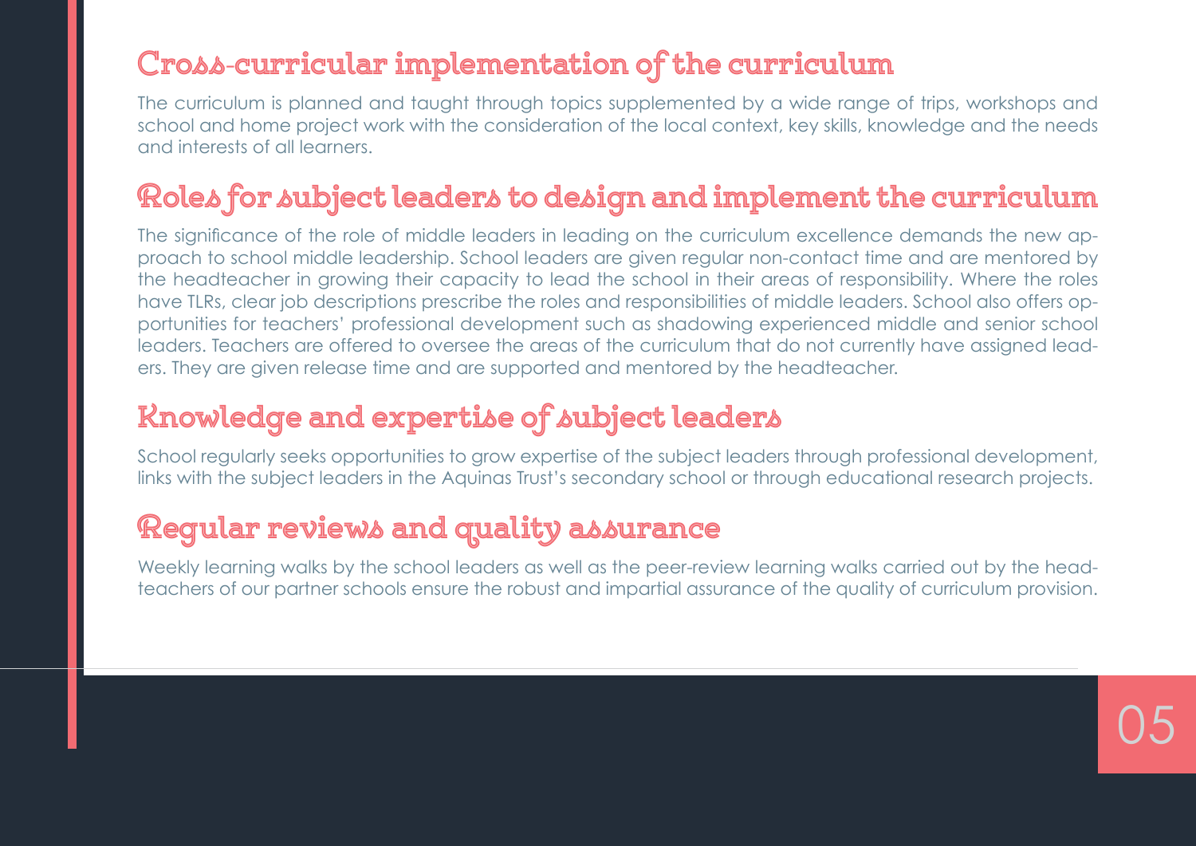## Cross-curricular implementation of the curriculum

The curriculum is planned and taught through topics supplemented by a wide range of trips, workshops and school and home project work with the consideration of the local context, key skills, knowledge and the needs and interests of all learners.

## Roles for subject leaders to design and implement the curriculum

The significance of the role of middle leaders in leading on the curriculum excellence demands the new approach to school middle leadership. School leaders are given regular non-contact time and are mentored by the headteacher in growing their capacity to lead the school in their areas of responsibility. Where the roles have TLRs, clear job descriptions prescribe the roles and responsibilities of middle leaders. School also offers opportunities for teachers' professional development such as shadowing experienced middle and senior school leaders. Teachers are offered to oversee the areas of the curriculum that do not currently have assigned leaders. They are given release time and are supported and mentored by the headteacher.

## Knowledge and expertise of subject leaders

School regularly seeks opportunities to grow expertise of the subject leaders through professional development, links with the subject leaders in the Aquinas Trust's secondary school or through educational research projects.

## Regular reviews and quality assurance

Weekly learning walks by the school leaders as well as the peer-review learning walks carried out by the headteachers of our partner schools ensure the robust and impartial assurance of the quality of curriculum provision.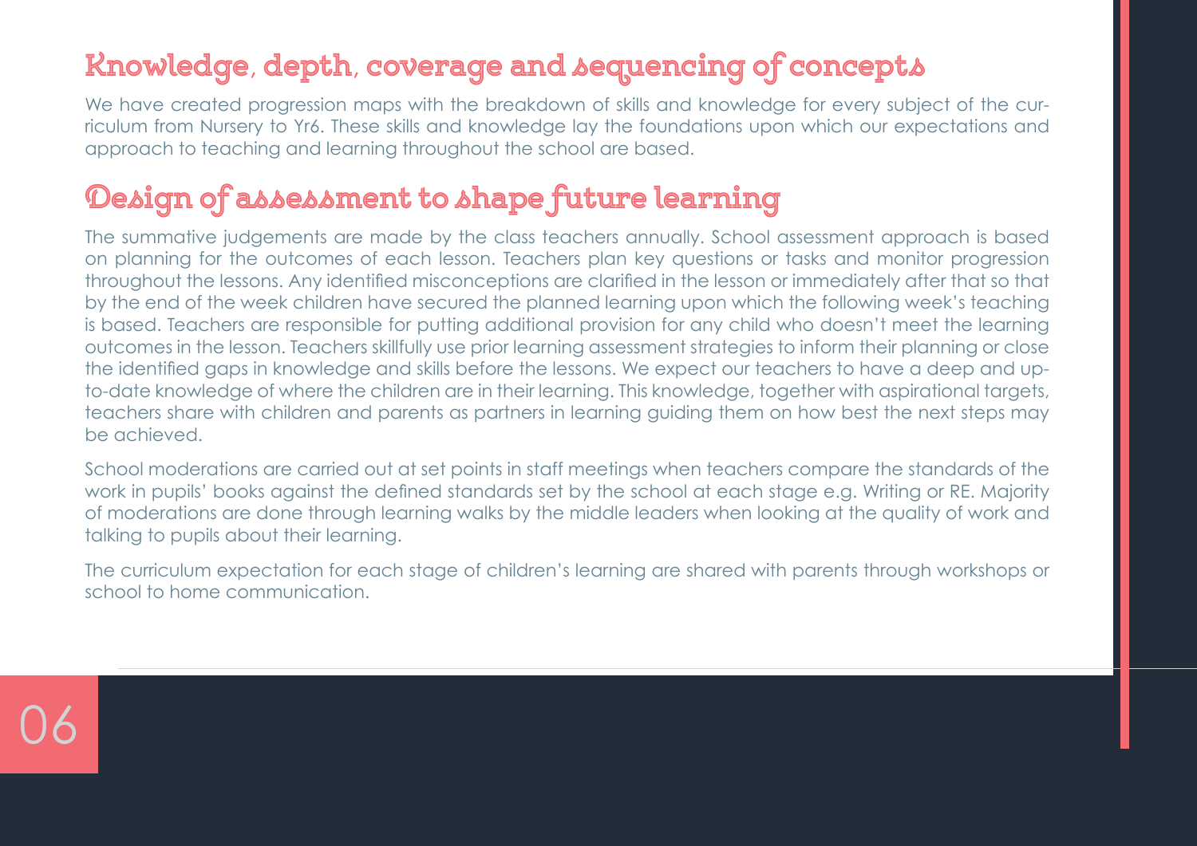## Knowledge, depth, coverage and sequencing of concepts

We have created progression maps with the breakdown of skills and knowledge for every subject of the curriculum from Nursery to Yr6. These skills and knowledge lay the foundations upon which our expectations and approach to teaching and learning throughout the school are based.

## Design of assessment to shape future learning

The summative judgements are made by the class teachers annually. School assessment approach is based on planning for the outcomes of each lesson. Teachers plan key questions or tasks and monitor progression throughout the lessons. Any identified misconceptions are clarified in the lesson or immediately after that so that by the end of the week children have secured the planned learning upon which the following week's teaching is based. Teachers are responsible for putting additional provision for any child who doesn't meet the learning outcomes in the lesson. Teachers skillfully use prior learning assessment strategies to inform their planning or close the identified gaps in knowledge and skills before the lessons. We expect our teachers to have a deep and up-to-date knowledge of where the children are in their learning. This knowledge, together with aspirational targets, teachers share with children and parents as partners in learning guiding them on how best the next steps may be achieved.

School moderations are carried out at set points in staff meetings when teachers compare the standards of the work in pupils' books against the defined standards set by the school at each stage e.g. Writing or RE. Majority of moderations are done through learning walks by the middle leaders when looking at the quality of work and talking to pupils about their learning.

The curriculum expectation for each stage of children's learning are shared with parents through workshops or school to home communication.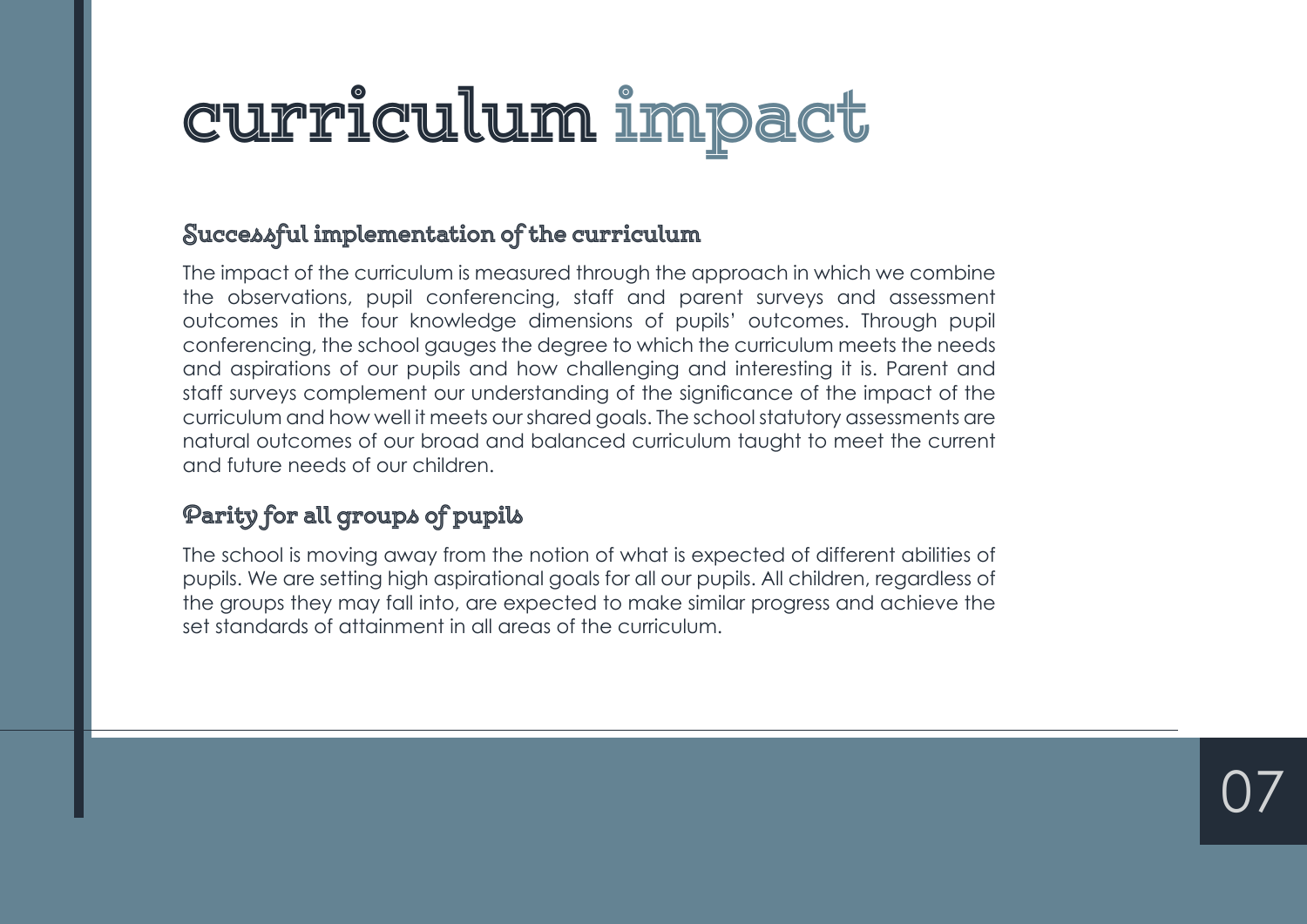# curriculum impact

### Successful implementation of the curriculum

The impact of the curriculum is measured through the approach in which we combine the observations, pupil conferencing, staff and parent surveys and assessment outcomes in the four knowledge dimensions of pupils' outcomes. Through pupil conferencing, the school gauges the degree to which the curriculum meets the needs and aspirations of our pupils and how challenging and interesting it is. Parent and staff surveys complement our understanding of the significance of the impact of the curriculum and how well it meets our shared goals. The school statutory assessments are natural outcomes of our broad and balanced curriculum taught to meet the current and future needs of our children.

### Parity for all groups of pupils

The school is moving away from the notion of what is expected of different abilities of pupils. We are setting high aspirational goals for all our pupils. All children, regardless of the groups they may fall into, are expected to make similar progress and achieve the set standards of attainment in all areas of the curriculum.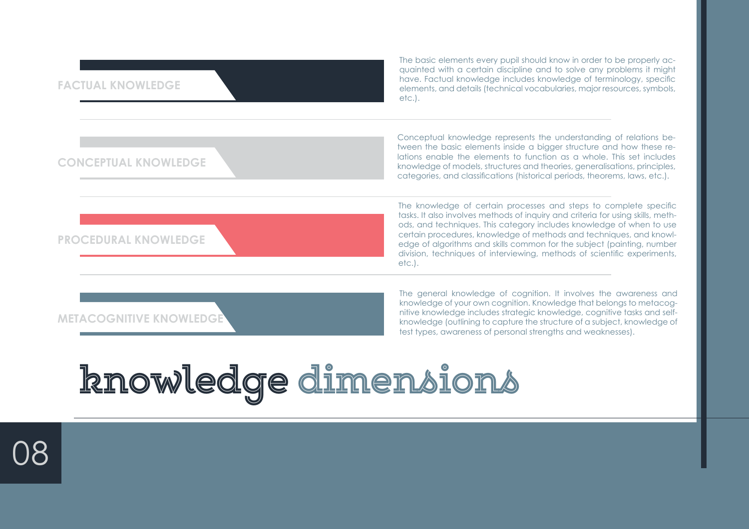# knowledge dimensions

## FACTUAL KNOWLEDGE

The basic elements every pupil should know in order to be properly acquainted with a certain discipline and to solve any problems it might have. Factual knowledge includes knowledge of terminology, specific elements, and details (technical vocabularies, major resources, symbols, etc.).

## CONCEPTUAL KNOWLEDGE

Conceptual knowledge represents the understanding of relations between the basic elements inside a bigger structure and how these relations enable the elements to function as a whole. This set includes knowledge of models, structures and theories, generalisations, principles, categories, and classifications (historical periods, theorems, laws, etc.).

## PROCEDURAL KNOWLEDGE

The knowledge of certain processes and steps to complete specific tasks. It also involves methods of inquiry and criteria for using skills, methods, and techniques. This category includes knowledge of when to use certain procedures, knowledge of methods and techniques, and knowledge of algorithms and skills common for the subject (painting, number division, techniques of interviewing, methods of scientific experiments, etc.).

## METACOGNITIVE KNOWLEDGE

The general knowledge of cognition. It involves the awareness and knowledge of your own cognition. Knowledge that belongs to metacognitive knowledge includes strategic knowledge, cognitive tasks and self-knowledge (outlining to capture the structure of a subject, knowledge of test types, awareness of personal strengths and weaknesses).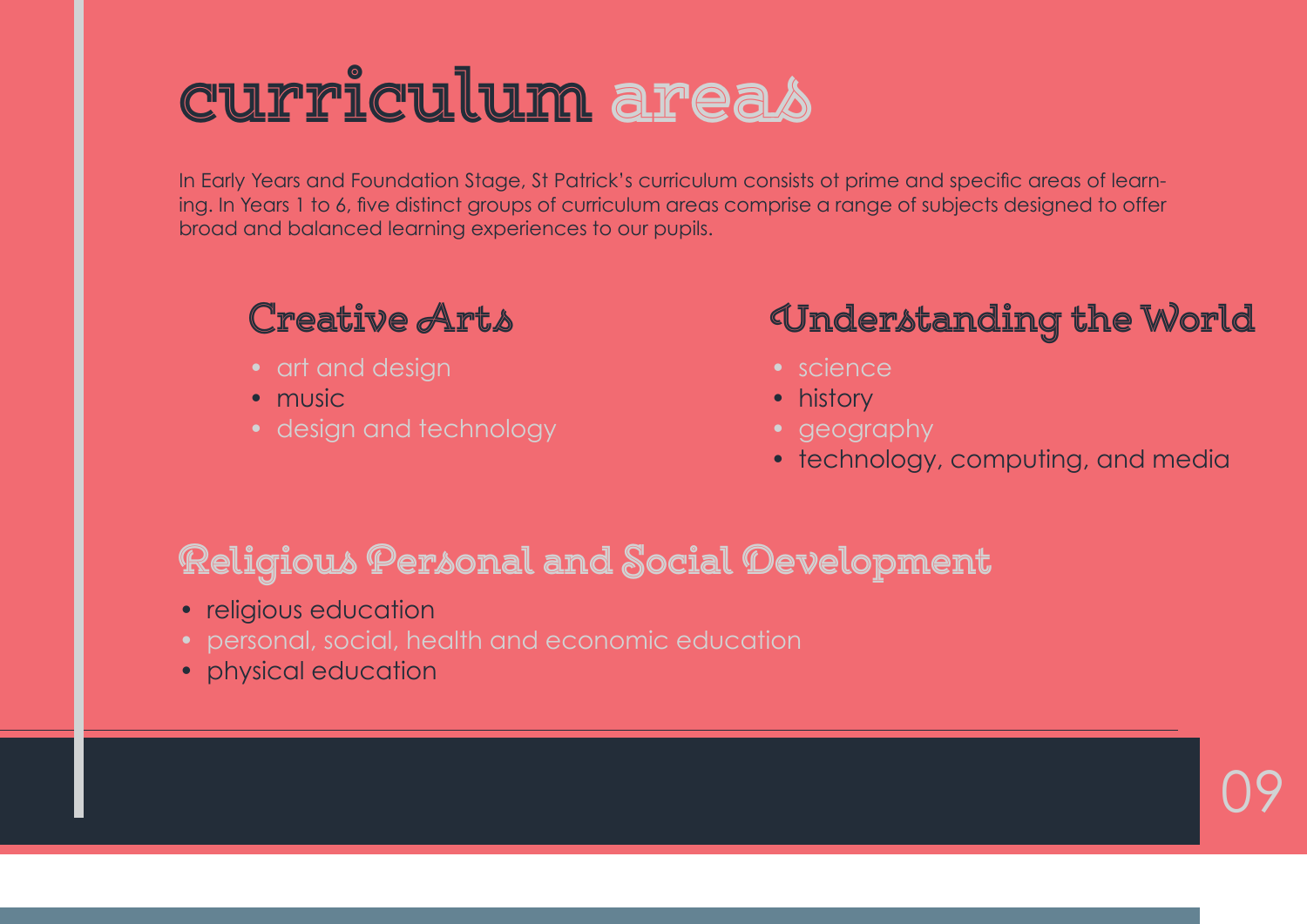# curriculum areas

In Early Years and Foundation Stage, St Patrick's curriculum consists of prime and specific areas of learning. In Years 1 to 6, five distinct groups of curriculum areas comprise a range of subjects designed to offer broad and balanced learning experiences to our pupils.

## Creative Arts

- art and design
- music
- design and technology

## Understanding the World

- science
- history
- geography
- technology, computing, and media

## Religious Personal and Social Development

- religious education
- personal, social, health and economic education
- physical education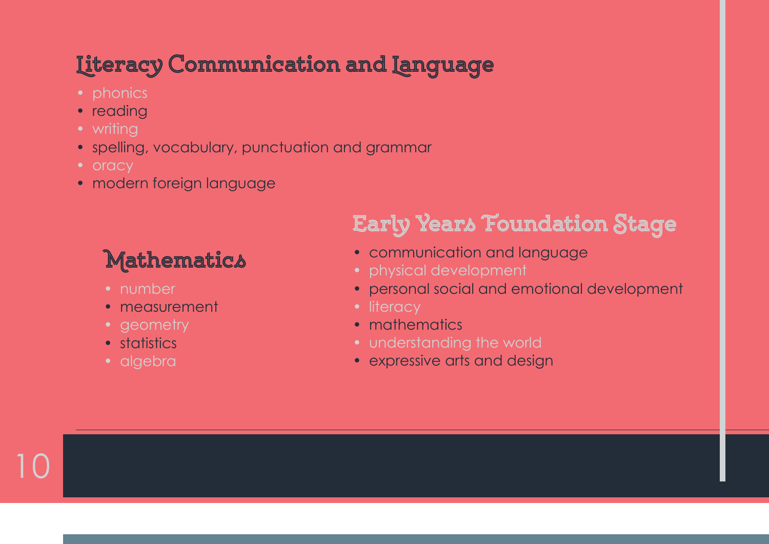## Literacy Communication and Language

- phonics
- reading
- writing
- spelling, vocabulary, punctuation and grammar
- oracy
- modern foreign language

## Mathematics

- number
- measurement
- geometry
- statistics
- algebra

## Early Years Foundation Stage

- communication and language
- physical development
- personal social and emotional development
- literacy
- mathematics
- understanding the world
- expressive arts and design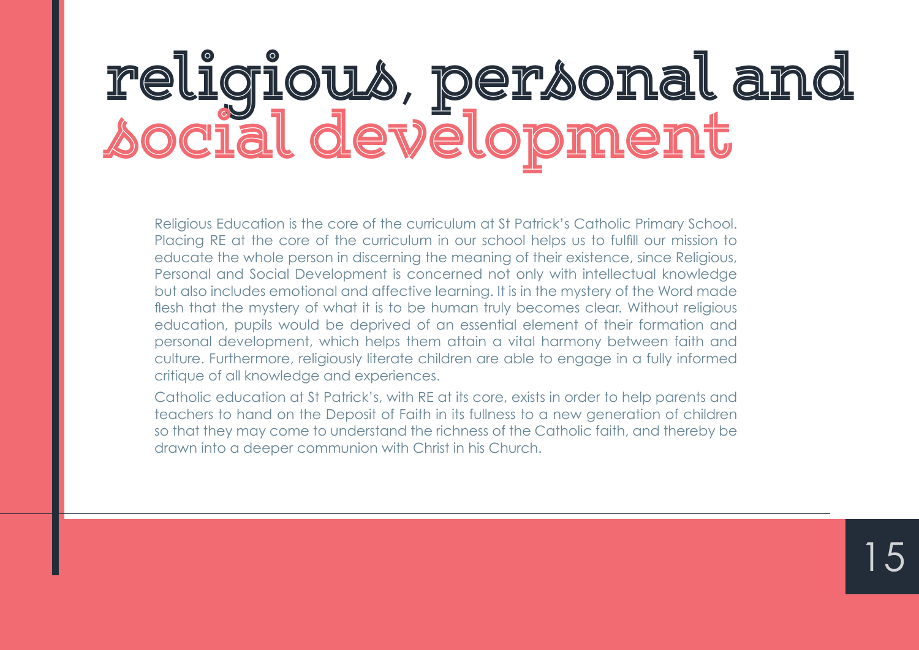# religious, personal and social development

Religious Education is the core of the curriculum at St Patrick's Catholic Primary School. Placing RE at the core of the curriculum in our school helps us to fulfill our mission to educate the whole person in discerning the meaning of their existence, since Religious, Personal and Social Development is concerned not only with intellectual knowledge but also includes emotional and affective learning. It is in the mystery of the Word made flesh that the mystery of what it is to be human truly becomes clear. Without religious education, pupils would be deprived of an essential element of their formation and personal development, which helps them attain a vital harmony between faith and culture. Furthermore, religiously literate children are able to engage in a fully informed critique of all knowledge and experiences.

Catholic education at St Patrick's, with RE at its core, exists in order to help parents and teachers to hand on the Deposit of Faith in its fullness to a new generation of children so that they may come to understand the richness of the Catholic faith, and thereby be drawn into a deeper communion with Christ in his Church.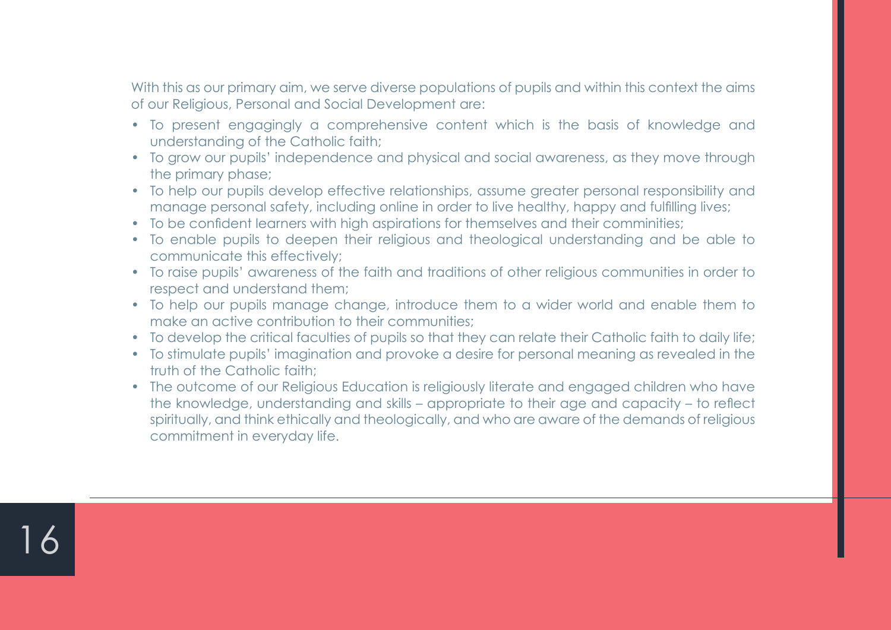With this as our primary aim, we serve diverse populations of pupils and within this context the aims of our Religious, Personal and Social Development are:

- To present engagingly a comprehensive content which is the basis of knowledge and understanding of the Catholic faith;
- To grow our pupils' independence and physical and social awareness, as they move through the primary phase;
- To help our pupils develop effective relationships, assume greater personal responsibility and manage personal safety, including online in order to live healthy, happy and fulfilling lives;
- To be confident learners with high aspirations for themselves and their comminities;
- To enable pupils to deepen their religious and theological understanding and be able to communicate this effectively;
- To raise pupils' awareness of the faith and traditions of other religious communities in order to respect and understand them;
- To help our pupils manage change, introduce them to a wider world and enable them to make an active contribution to their communities;
- To develop the critical faculties of pupils so that they can relate their Catholic faith to daily life;
- To stimulate pupils' imagination and provoke a desire for personal meaning as revealed in the truth of the Catholic faith;
- The outcome of our Religious Education is religiously literate and engaged children who have the knowledge, understanding and skills – appropriate to their age and capacity – to reflect spiritually, and think ethically and theologically, and who are aware of the demands of religious commitment in everyday life.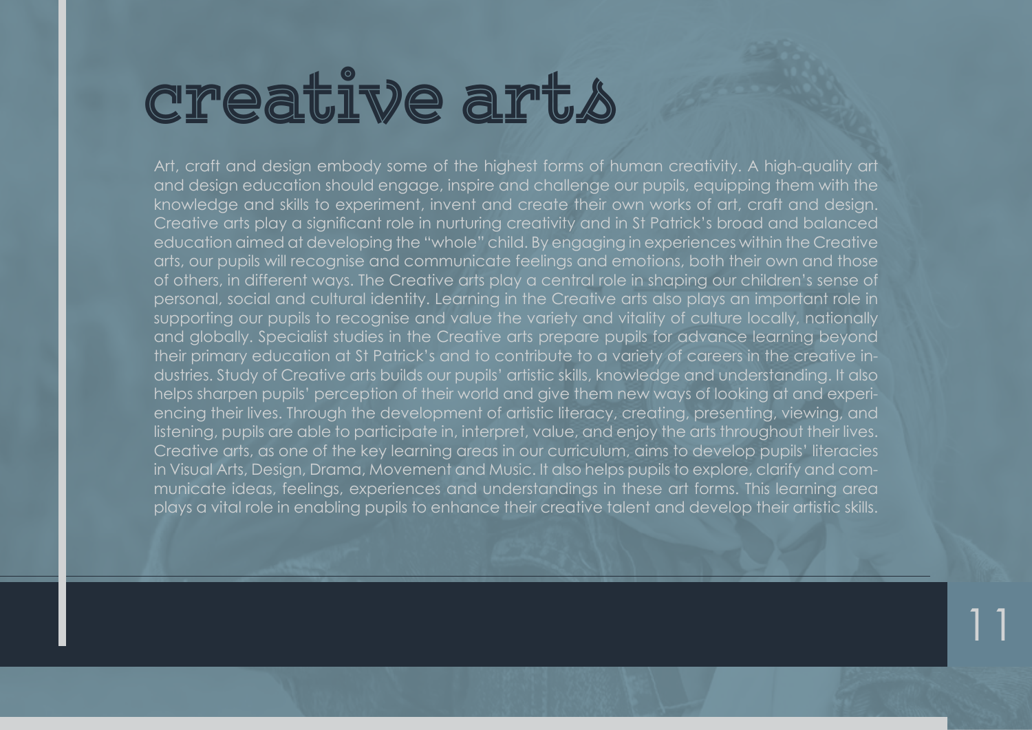# creative arts

Art, craft and design embody some of the highest forms of human creativity. A high-quality art and design education should engage, inspire and challenge our pupils, equipping them with the knowledge and skills to experiment, invent and create their own works of art, craft and design. Creative arts play a significant role in nurturing creativity and in St Patrick's broad and balanced education aimed at developing the "whole" child. By engaging in experiences within the Creative arts, our pupils will recognise and communicate feelings and emotions, both their own and those of others, in different ways. The Creative arts play a central role in shaping our children's sense of personal, social and cultural identity. Learning in the Creative arts also plays an important role in supporting our pupils to recognise and value the variety and vitality of culture locally, nationally and globally. Specialist studies in the Creative arts prepare pupils for advance learning beyond their primary education at St Patrick's and to contribute to a variety of careers in the creative industries. Study of Creative arts builds our pupils' artistic skills, knowledge and understanding. It also helps sharpen pupils' perception of their world and give them new ways of looking at and experiencing their lives. Through the development of artistic literacy, creating, presenting, viewing, and listening, pupils are able to participate in, interpret, value, and enjoy the arts throughout their lives. Creative arts, as one of the key learning areas in our curriculum, aims to develop pupils' literacies in Visual Arts, Design, Drama, Movement and Music. It also helps pupils to explore, clarify and communicate ideas, feelings, experiences and understandings in these art forms. This learning area plays a vital role in enabling pupils to enhance their creative talent and develop their artistic skills.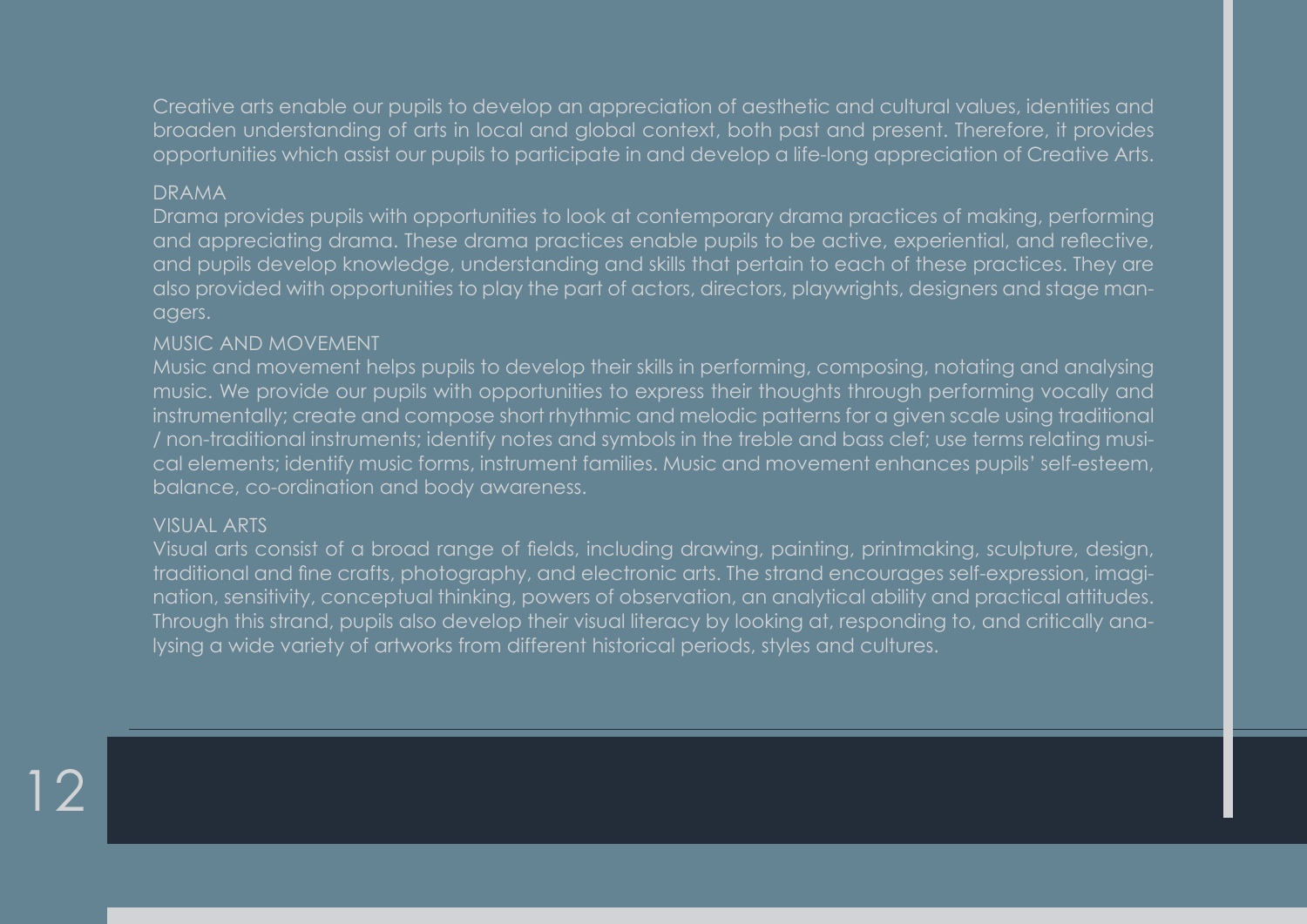Creative arts enable our pupils to develop an appreciation of aesthetic and cultural values, identities and broaden understanding of arts in local and global context, both past and present. Therefore, it provides opportunities which assist our pupils to participate in and develop a life-long appreciation of Creative Arts.

## DRAMA

Drama provides pupils with opportunities to look at contemporary drama practices of making, performing and appreciating drama. These drama practices enable pupils to be active, experiential, and reflective, and pupils develop knowledge, understanding and skills that pertain to each of these practices. They are also provided with opportunities to play the part of actors, directors, playwrights, designers and stage managers.

## MUSIC AND MOVEMENT

Music and movement helps pupils to develop their skills in performing, composing, notating and analysing music. We provide our pupils with opportunities to express their thoughts through performing vocally and instrumentally; create and compose short rhythmic and melodic patterns for a given scale using traditional / non-traditional instruments; identify notes and symbols in the treble and bass clef; use terms relating musical elements; identify music forms, instrument families. Music and movement enhances pupils' self-esteem, balance, co-ordination and body awareness.

## VISUAL ARTS

Visual arts consist of a broad range of fields, including drawing, painting, printmaking, sculpture, design, traditional and fine crafts, photography, and electronic arts. The strand encourages self-expression, imagination, sensitivity, conceptual thinking, powers of observation, an analytical ability and practical attitudes. Through this strand, pupils also develop their visual literacy by looking at, responding to, and critically analysing a wide variety of artworks from different historical periods, styles and cultures.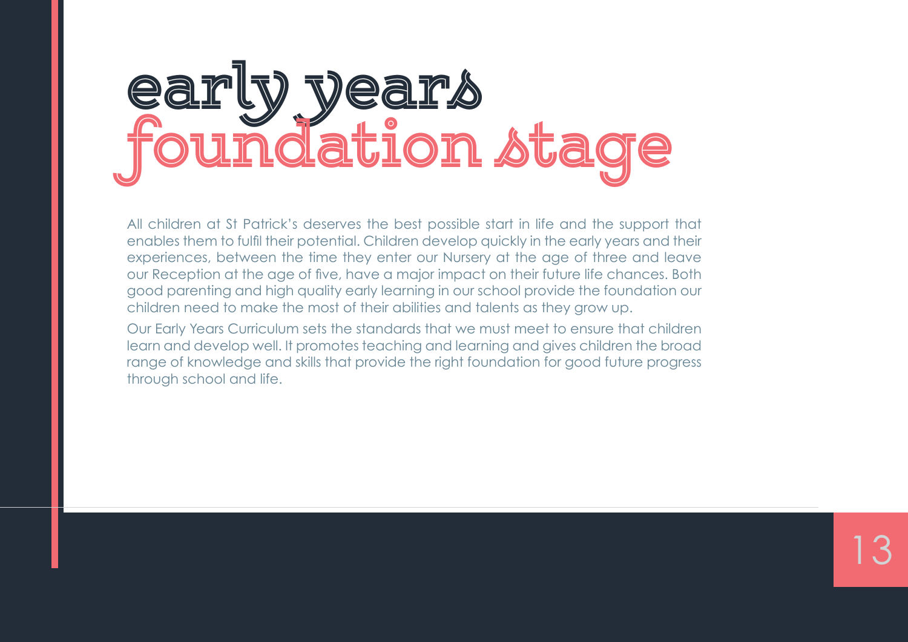# early years foundation stage

All children at St Patrick's deserves the best possible start in life and the support that enables them to fulfil their potential. Children develop quickly in the early years and their experiences, between the time they enter our Nursery at the age of three and leave our Reception at the age of five, have a major impact on their future life chances. Both good parenting and high quality early learning in our school provide the foundation our children need to make the most of their abilities and talents as they grow up.

Our Early Years Curriculum sets the standards that we must meet to ensure that children learn and develop well. It promotes teaching and learning and gives children the broad range of knowledge and skills that provide the right foundation for good future progress through school and life.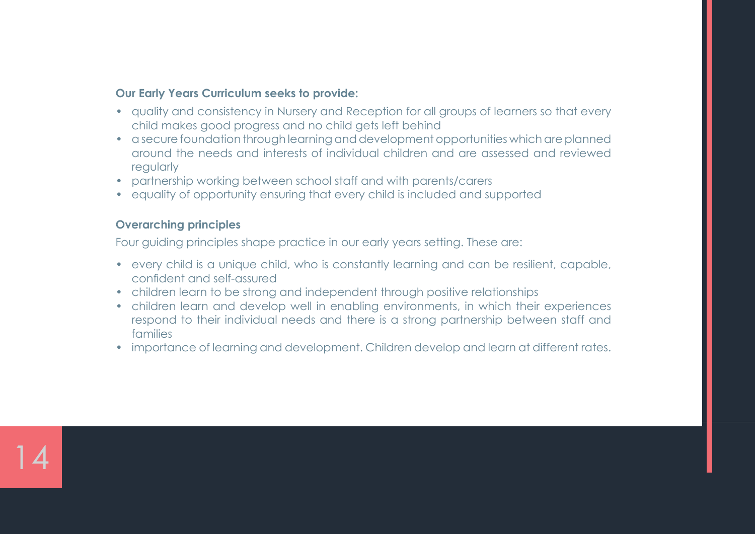**Our Early Years Curriculum seeks to provide:**

- quality and consistency in Nursery and Reception for all groups of learners so that every child makes good progress and no child gets left behind
- a secure foundation through learning and development opportunities which are planned around the needs and interests of individual children and are assessed and reviewed regularly
- partnership working between school staff and with parents/carers
- equality of opportunity ensuring that every child is included and supported

**Overarching principles**

Four guiding principles shape practice in our early years setting. These are:

- every child is a unique child, who is constantly learning and can be resilient, capable, confident and self-assured
- children learn to be strong and independent through positive relationships
- children learn and develop well in enabling environments, in which their experiences respond to their individual needs and there is a strong partnership between staff and families
- importance of learning and development. Children develop and learn at different rates.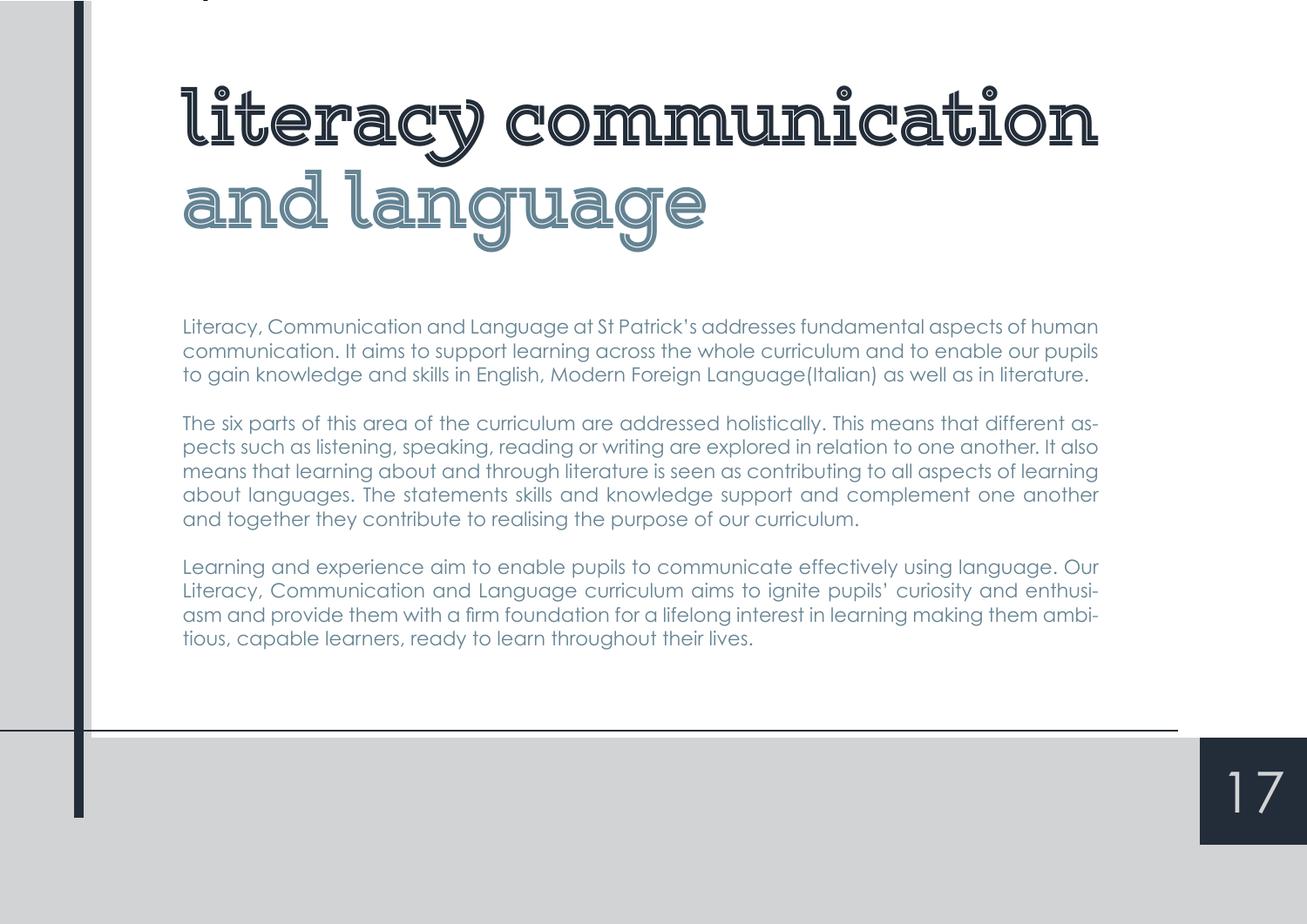# literacy communication and language

Literacy, Communication and Language at St Patrick's addresses fundamental aspects of human communication. It aims to support learning across the whole curriculum and to enable our pupils to gain knowledge and skills in English, Modern Foreign Language(Italian) as well as in literature.

The six parts of this area of the curriculum are addressed holistically. This means that different aspects such as listening, speaking, reading or writing are explored in relation to one another. It also means that learning about and through literature is seen as contributing to all aspects of learning about languages. The statements skills and knowledge support and complement one another and together they contribute to realising the purpose of our curriculum.

Learning and experience aim to enable pupils to communicate effectively using language. Our Literacy, Communication and Language curriculum aims to ignite pupils' curiosity and enthusiasm and provide them with a firm foundation for a lifelong interest in learning making them ambitious, capable learners, ready to learn throughout their lives.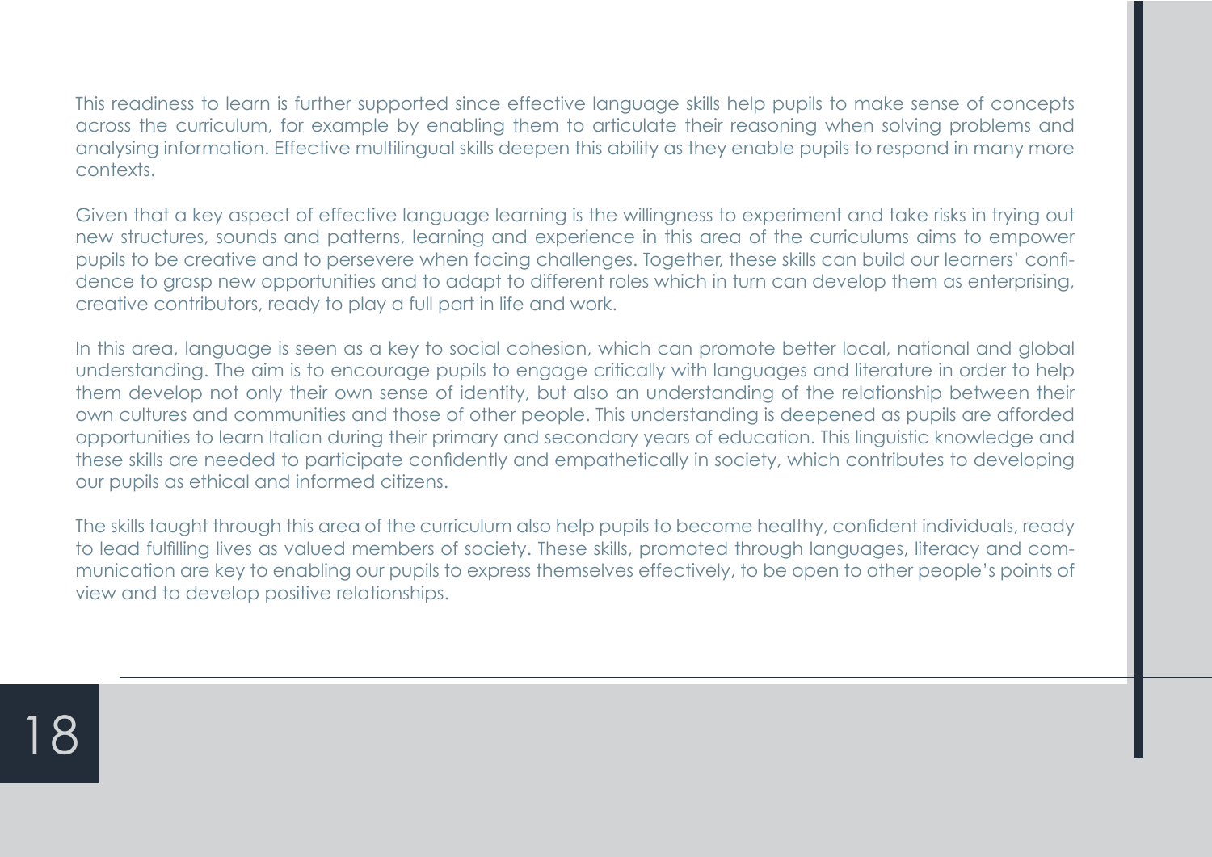This readiness to learn is further supported since effective language skills help pupils to make sense of concepts across the curriculum, for example by enabling them to articulate their reasoning when solving problems and analysing information. Effective multilingual skills deepen this ability as they enable pupils to respond in many more contexts.

Given that a key aspect of effective language learning is the willingness to experiment and take risks in trying out new structures, sounds and patterns, learning and experience in this area of the curriculums aims to empower pupils to be creative and to persevere when facing challenges. Together, these skills can build our learners' confidence to grasp new opportunities and to adapt to different roles which in turn can develop them as enterprising, creative contributors, ready to play a full part in life and work.

In this area, language is seen as a key to social cohesion, which can promote better local, national and global understanding. The aim is to encourage pupils to engage critically with languages and literature in order to help them develop not only their own sense of identity, but also an understanding of the relationship between their own cultures and communities and those of other people. This understanding is deepened as pupils are afforded opportunities to learn Italian during their primary and secondary years of education. This linguistic knowledge and these skills are needed to participate confidently and empathetically in society, which contributes to developing our pupils as ethical and informed citizens.

The skills taught through this area of the curriculum also help pupils to become healthy, confident individuals, ready to lead fulfilling lives as valued members of society. These skills, promoted through languages, literacy and communication are key to enabling our pupils to express themselves effectively, to be open to other people's points of view and to develop positive relationships.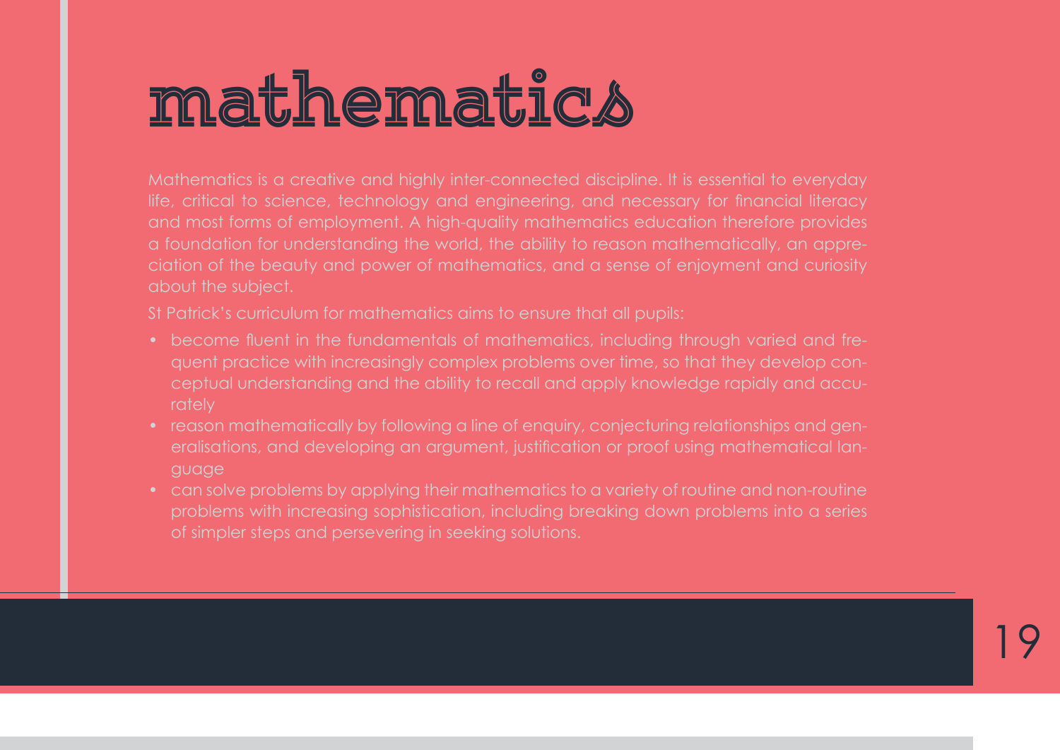# mathematics

Mathematics is a creative and highly inter-connected discipline. It is essential to everyday life, critical to science, technology and engineering, and necessary for financial literacy and most forms of employment. A high-quality mathematics education therefore provides a foundation for understanding the world, the ability to reason mathematically, an appreciation of the beauty and power of mathematics, and a sense of enjoyment and curiosity about the subject.

St Patrick's curriculum for mathematics aims to ensure that all pupils:

- become fluent in the fundamentals of mathematics, including through varied and frequent practice with increasingly complex problems over time, so that they develop conceptual understanding and the ability to recall and apply knowledge rapidly and accurately
- reason mathematically by following a line of enquiry, conjecturing relationships and generalisations, and developing an argument, justification or proof using mathematical language
- can solve problems by applying their mathematics to a variety of routine and non-routine problems with increasing sophistication, including breaking down problems into a series of simpler steps and persevering in seeking solutions.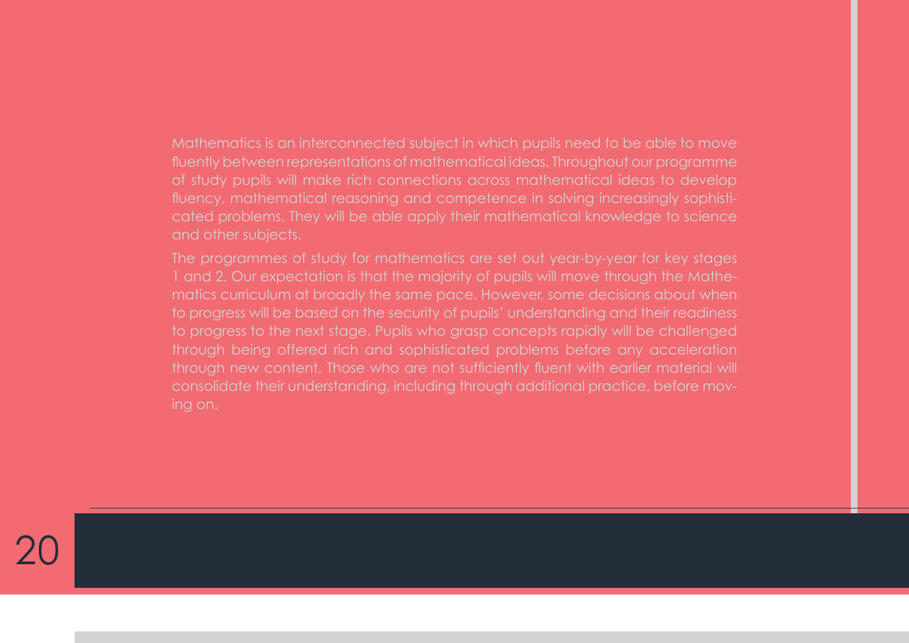Mathematics is an interconnected subject in which pupils need to be able to move fluently between representations of mathematical ideas. Throughout our programme of study pupils will make rich connections across mathematical ideas to develop fluency, mathematical reasoning and competence in solving increasingly sophisticated problems. They will be able apply their mathematical knowledge to science and other subjects.

The programmes of study for mathematics are set out year-by-year for key stages 1 and 2. Our expectation is that the majority of pupils will move through the Mathematics curriculum at broadly the same pace. However, some decisions about when to progress will be based on the security of pupils' understanding and their readiness to progress to the next stage. Pupils who grasp concepts rapidly will be challenged through being offered rich and sophisticated problems before any acceleration through new content. Those who are not sufficiently fluent with earlier material will consolidate their understanding, including through additional practice, before moving on.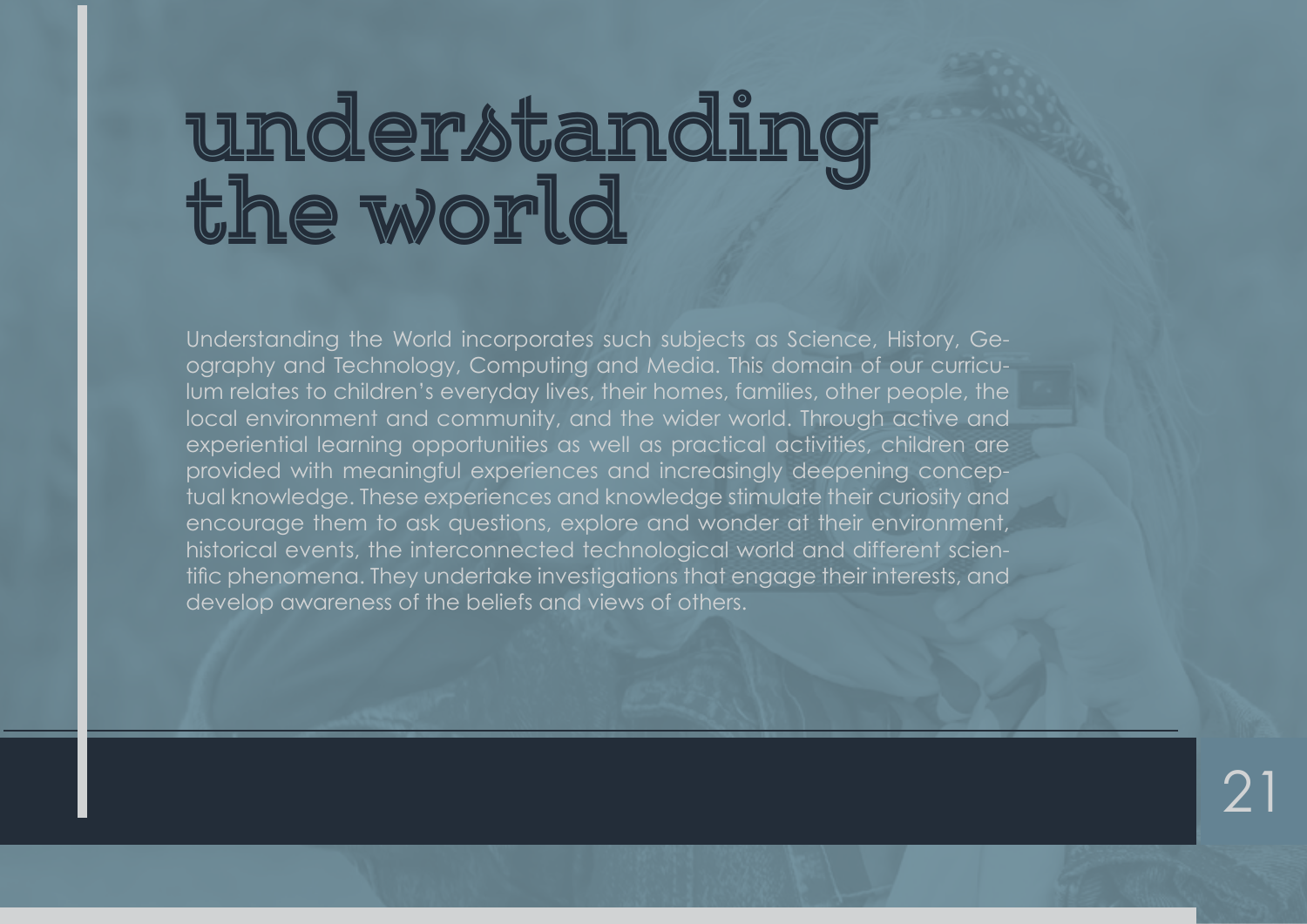# understanding the world

Understanding the World incorporates such subjects as Science, History, Geography and Technology, Computing and Media. This domain of our curriculum relates to children's everyday lives, their homes, families, other people, the local environment and community, and the wider world. Through active and experiential learning opportunities as well as practical activities, children are provided with meaningful experiences and increasingly deepening conceptual knowledge. These experiences and knowledge stimulate their curiosity and encourage them to ask questions, explore and wonder at their environment, historical events, the interconnected technological world and different scientific phenomena. They undertake investigations that engage their interests, and develop awareness of the beliefs and views of others.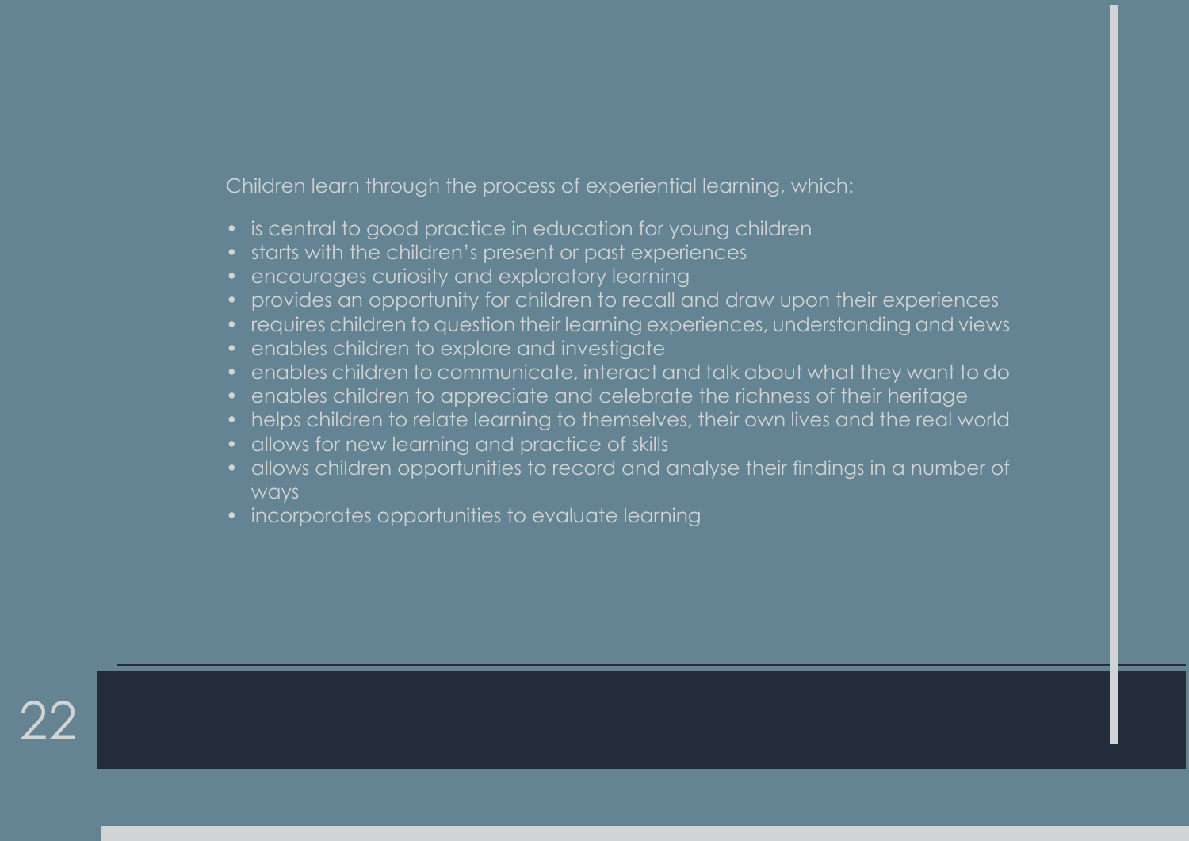Children learn through the process of experiential learning, which:

- is central to good practice in education for young children
- starts with the children's present or past experiences
- encourages curiosity and exploratory learning
- provides an opportunity for children to recall and draw upon their experiences
- requires children to question their learning experiences, understanding and views
- enables children to explore and investigate
- enables children to communicate, interact and talk about what they want to do
- enables children to appreciate and celebrate the richness of their heritage
- helps children to relate learning to themselves, their own lives and the real world
- allows for new learning and practice of skills
- allows children opportunities to record and analyse their findings in a number of ways
- incorporates opportunities to evaluate learning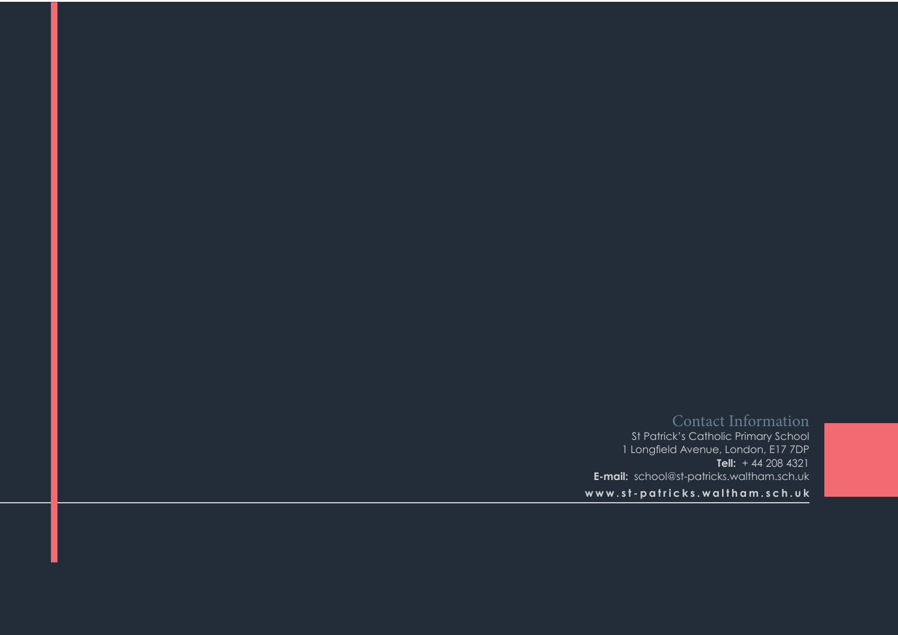## Contact Information

St Patrick's Catholic Primary School
1 Longfield Avenue, London, E17 7DP
**Tell:** + 44 208 4321
**E-mail:** school@st-patricks.waltham.sch.uk

**www.st-patricks.waltham.sch.uk**